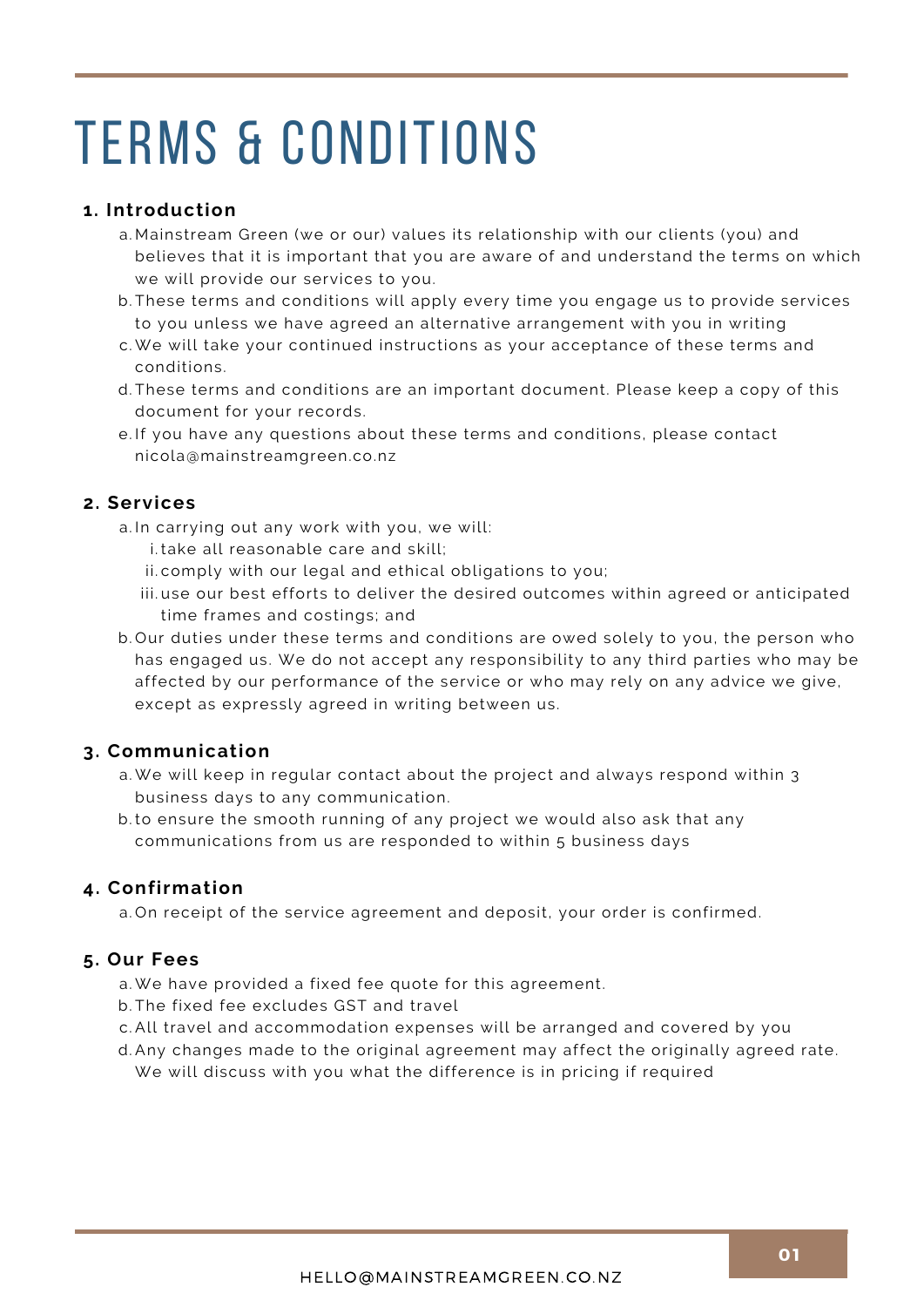# TERMS & CONDITIONS

## 1. Introduction

a. Mainstream Green (we or our) values its relationship with our clients (you) and believes that it is important that you are aware of and understand the terms on which we will provide our services to you.

b. These terms and conditions will apply every time you engage us to provide services to you unless we have agreed an alternative arrangement with you in writing

c. We will take your continued instructions as your acceptance of these terms and conditions.

d. These terms and conditions are an important document. Please keep a copy of this document for your records.

e. If you have any questions about these terms and conditions, please contact nicola@mainstreamgreen.co.nz

## 2. Services

a. In carrying out any work with you, we will:

   i. take all reasonable care and skill;

   ii. comply with our legal and ethical obligations to you;

   iii. use our best efforts to deliver the desired outcomes within agreed or anticipated time frames and costings; and

b. Our duties under these terms and conditions are owed solely to you, the person who has engaged us. We do not accept any responsibility to any third parties who may be affected by our performance of the service or who may rely on any advice we give, except as expressly agreed in writing between us.

## 3. Communication

a. We will keep in regular contact about the project and always respond within 3 business days to any communication.

b. to ensure the smooth running of any project we would also ask that any communications from us are responded to within 5 business days

## 4. Confirmation

a. On receipt of the service agreement and deposit, your order is confirmed.

## 5. Our Fees

a. We have provided a fixed fee quote for this agreement.

b. The fixed fee excludes GST and travel

c. All travel and accommodation expenses will be arranged and covered by you

d. Any changes made to the original agreement may affect the originally agreed rate. We will discuss with you what the difference is in pricing if required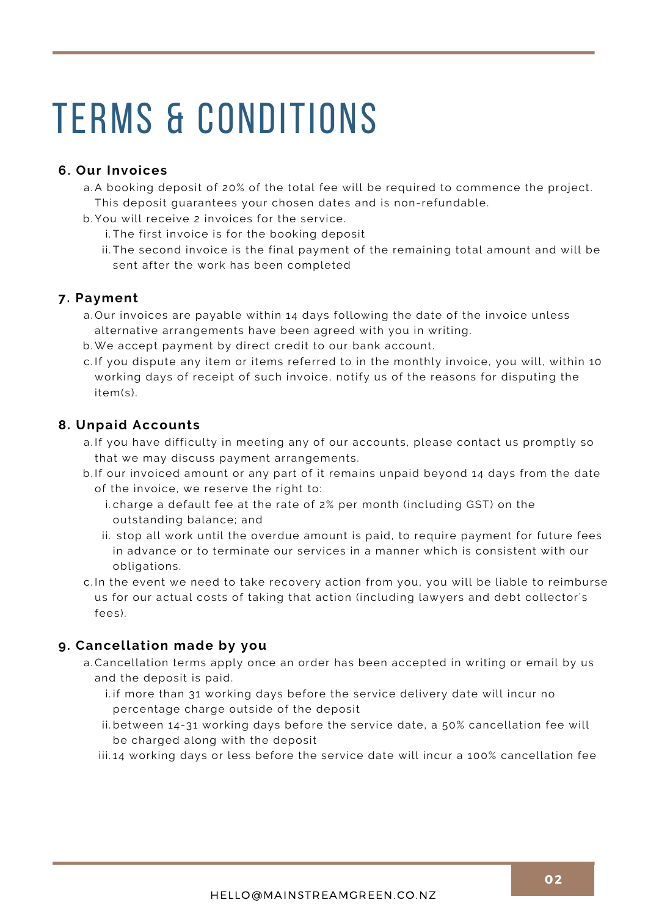# TERMS & CONDITIONS

### 6. Our Invoices

a. A booking deposit of 20% of the total fee will be required to commence the project. This deposit guarantees your chosen dates and is non-refundable.
b. You will receive 2 invoices for the service.
   i. The first invoice is for the booking deposit
   ii. The second invoice is the final payment of the remaining total amount and will be sent after the work has been completed

### 7. Payment

a. Our invoices are payable within 14 days following the date of the invoice unless alternative arrangements have been agreed with you in writing.
b. We accept payment by direct credit to our bank account.
c. If you dispute any item or items referred to in the monthly invoice, you will, within 10 working days of receipt of such invoice, notify us of the reasons for disputing the item(s).

### 8. Unpaid Accounts

a. If you have difficulty in meeting any of our accounts, please contact us promptly so that we may discuss payment arrangements.
b. If our invoiced amount or any part of it remains unpaid beyond 14 days from the date of the invoice, we reserve the right to:
   i. charge a default fee at the rate of 2% per month (including GST) on the outstanding balance; and
   ii. stop all work until the overdue amount is paid, to require payment for future fees in advance or to terminate our services in a manner which is consistent with our obligations.
c. In the event we need to take recovery action from you, you will be liable to reimburse us for our actual costs of taking that action (including lawyers and debt collector's fees).

### 9. Cancellation made by you

a. Cancellation terms apply once an order has been accepted in writing or email by us and the deposit is paid.
   i. if more than 31 working days before the service delivery date will incur no percentage charge outside of the deposit
   ii. between 14-31 working days before the service date, a 50% cancellation fee will be charged along with the deposit
   iii. 14 working days or less before the service date will incur a 100% cancellation fee

HELLO@MAINSTREAMGREEN.CO.NZ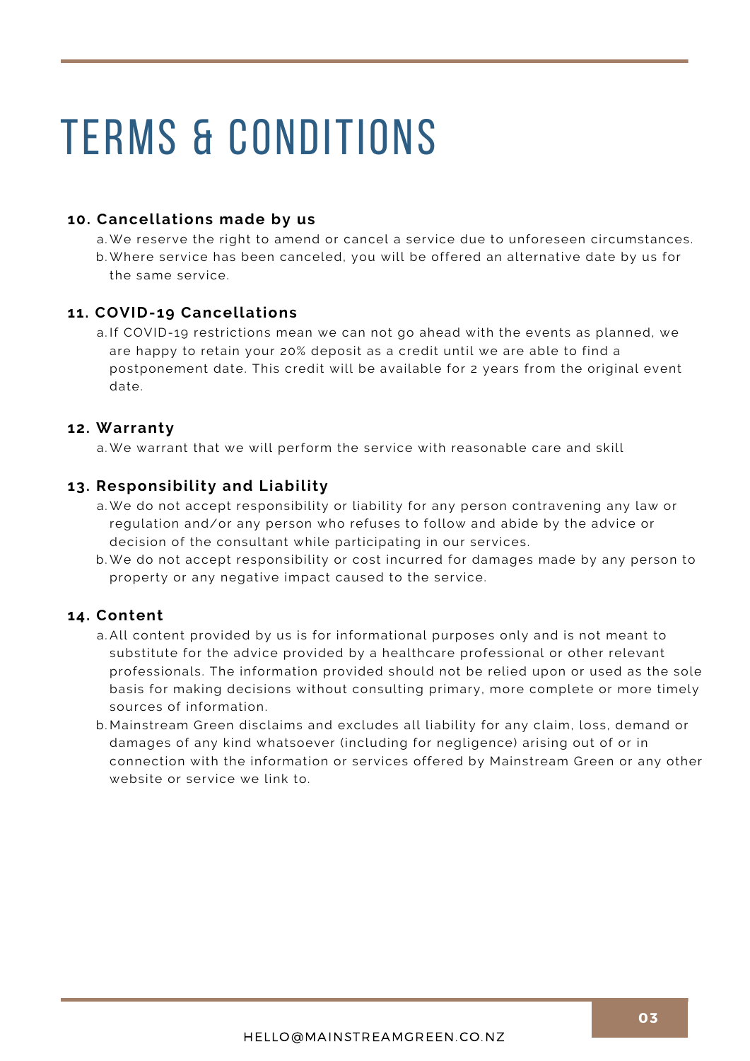# TERMS & CONDITIONS

### 10. Cancellations made by us

a. We reserve the right to amend or cancel a service due to unforeseen circumstances.
b. Where service has been canceled, you will be offered an alternative date by us for the same service.

### 11. COVID-19 Cancellations

a. If COVID-19 restrictions mean we can not go ahead with the events as planned, we are happy to retain your 20% deposit as a credit until we are able to find a postponement date. This credit will be available for 2 years from the original event date.

### 12. Warranty

a. We warrant that we will perform the service with reasonable care and skill

### 13. Responsibility and Liability

a. We do not accept responsibility or liability for any person contravening any law or regulation and/or any person who refuses to follow and abide by the advice or decision of the consultant while participating in our services.
b. We do not accept responsibility or cost incurred for damages made by any person to property or any negative impact caused to the service.

### 14. Content

a. All content provided by us is for informational purposes only and is not meant to substitute for the advice provided by a healthcare professional or other relevant professionals. The information provided should not be relied upon or used as the sole basis for making decisions without consulting primary, more complete or more timely sources of information.
b. Mainstream Green disclaims and excludes all liability for any claim, loss, demand or damages of any kind whatsoever (including for negligence) arising out of or in connection with the information or services offered by Mainstream Green or any other website or service we link to.

HELLO@MAINSTREAMGREEN.CO.NZ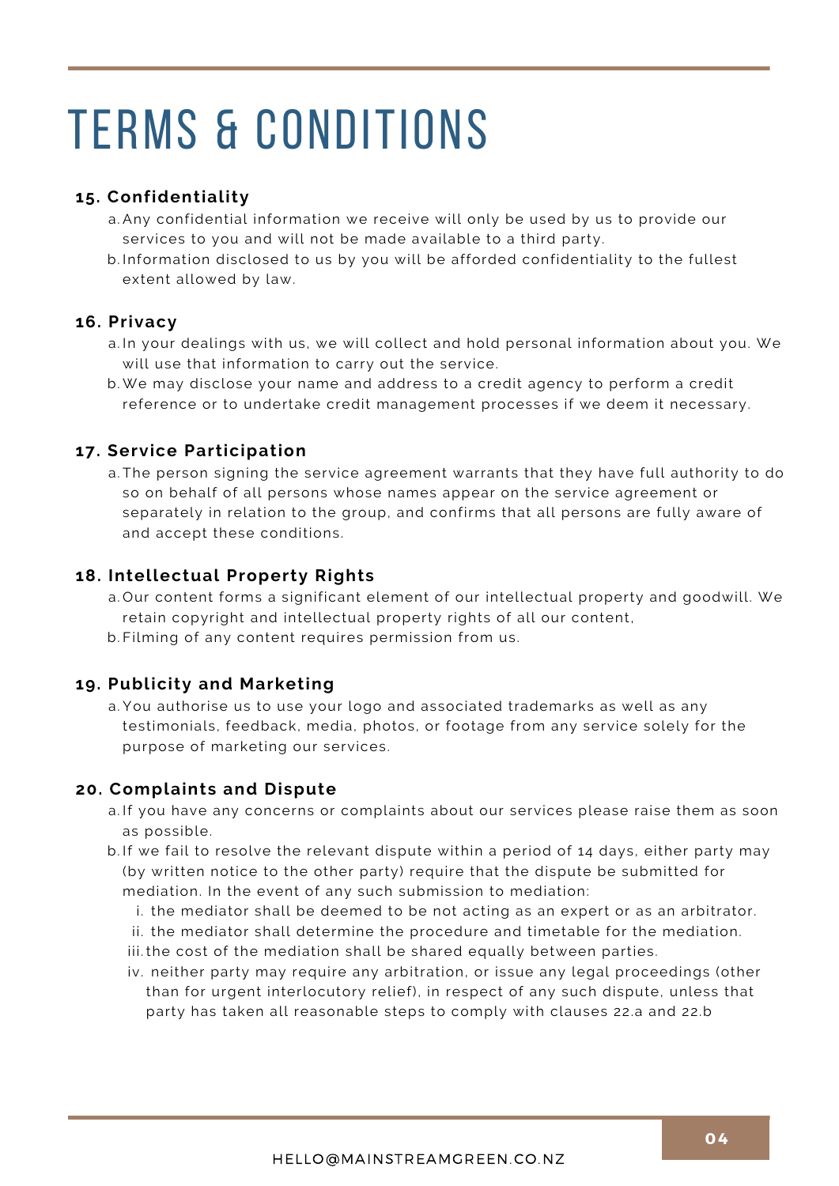# TERMS & CONDITIONS

**15. Confidentiality**

a. Any confidential information we receive will only be used by us to provide our services to you and will not be made available to a third party.
b. Information disclosed to us by you will be afforded confidentiality to the fullest extent allowed by law.

**16. Privacy**

a. In your dealings with us, we will collect and hold personal information about you. We will use that information to carry out the service.
b. We may disclose your name and address to a credit agency to perform a credit reference or to undertake credit management processes if we deem it necessary.

**17. Service Participation**

a. The person signing the service agreement warrants that they have full authority to do so on behalf of all persons whose names appear on the service agreement or separately in relation to the group, and confirms that all persons are fully aware of and accept these conditions.

**18. Intellectual Property Rights**

a. Our content forms a significant element of our intellectual property and goodwill. We retain copyright and intellectual property rights of all our content,
b. Filming of any content requires permission from us.

**19. Publicity and Marketing**

a. You authorise us to use your logo and associated trademarks as well as any testimonials, feedback, media, photos, or footage from any service solely for the purpose of marketing our services.

**20. Complaints and Dispute**

a. If you have any concerns or complaints about our services please raise them as soon as possible.
b. If we fail to resolve the relevant dispute within a period of 14 days, either party may (by written notice to the other party) require that the dispute be submitted for mediation. In the event of any such submission to mediation:
    i. the mediator shall be deemed to be not acting as an expert or as an arbitrator.
    ii. the mediator shall determine the procedure and timetable for the mediation.
    iii. the cost of the mediation shall be shared equally between parties.
    iv. neither party may require any arbitration, or issue any legal proceedings (other than for urgent interlocutory relief), in respect of any such dispute, unless that party has taken all reasonable steps to comply with clauses 22.a and 22.b

HELLO@MAINSTREAMGREEN.CO.NZ